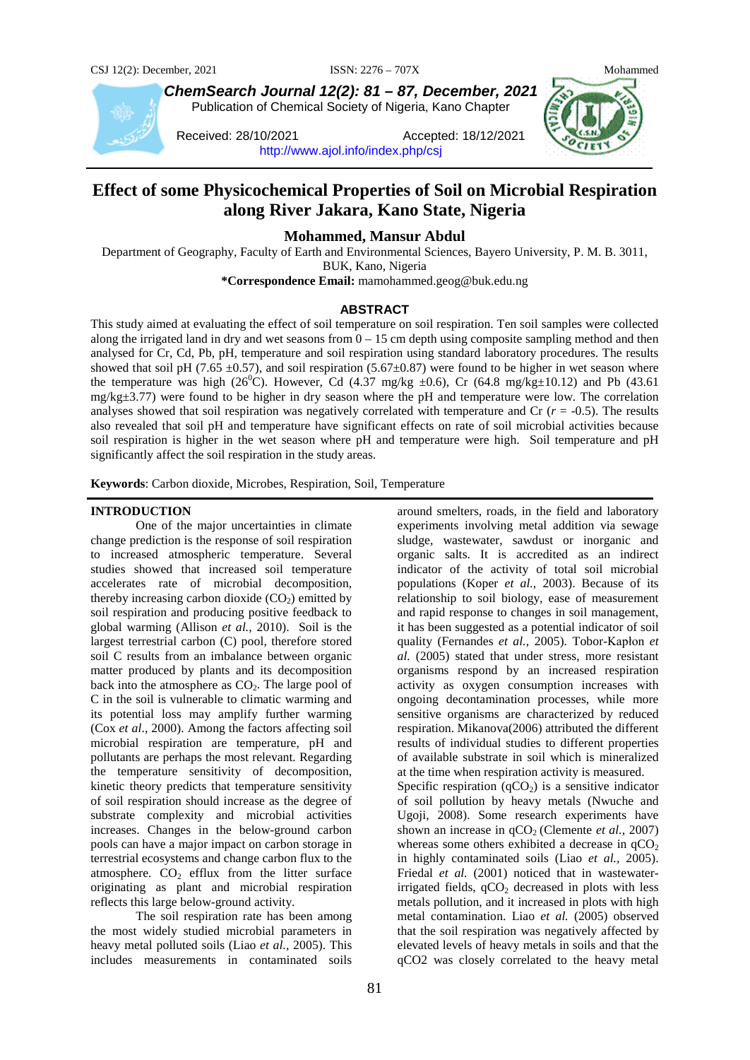# Effect of some Physicochemical Properties of Soil on Microbial Respiration along River Jakara, Kano State, Nigeria

**Mohammed, Mansur Abdul**

Department of Geography, Faculty of Earth and Environmental Sciences, Bayero University, P. M. B. 3011, BUK, Kano, Nigeria

**\*Correspondence Email:** mamohammed.geog@buk.edu.ng

Received: 28/10/2021 Accepted: 18/12/2021

http://www.ajol.info/index.php/csj

## ABSTRACT

This study aimed at evaluating the effect of soil temperature on soil respiration. Ten soil samples were collected along the irrigated land in dry and wet seasons from 0 – 15 cm depth using composite sampling method and then analysed for Cr, Cd, Pb, pH, temperature and soil respiration using standard laboratory procedures. The results showed that soil pH (7.65 ±0.57), and soil respiration (5.67±0.87) were found to be higher in wet season where the temperature was high (26$^0$C). However, Cd (4.37 mg/kg ±0.6), Cr (64.8 mg/kg±10.12) and Pb (43.61 mg/kg±3.77) were found to be higher in dry season where the pH and temperature were low. The correlation analyses showed that soil respiration was negatively correlated with temperature and Cr ($r$ = -0.5). The results also revealed that soil pH and temperature have significant effects on rate of soil microbial activities because soil respiration is higher in the wet season where pH and temperature were high. Soil temperature and pH significantly affect the soil respiration in the study areas.

**Keywords**: Carbon dioxide, Microbes, Respiration, Soil, Temperature

## INTRODUCTION

One of the major uncertainties in climate change prediction is the response of soil respiration to increased atmospheric temperature. Several studies showed that increased soil temperature accelerates rate of microbial decomposition, thereby increasing carbon dioxide ($CO_2$) emitted by soil respiration and producing positive feedback to global warming (Allison *et al.,* 2010). Soil is the largest terrestrial carbon (C) pool, therefore stored soil C results from an imbalance between organic matter produced by plants and its decomposition back into the atmosphere as $CO_2$. The large pool of C in the soil is vulnerable to climatic warming and its potential loss may amplify further warming (Cox *et al*., 2000). Among the factors affecting soil microbial respiration are temperature, pH and pollutants are perhaps the most relevant. Regarding the temperature sensitivity of decomposition, kinetic theory predicts that temperature sensitivity of soil respiration should increase as the degree of substrate complexity and microbial activities increases. Changes in the below-ground carbon pools can have a major impact on carbon storage in terrestrial ecosystems and change carbon flux to the atmosphere. $CO_2$ efflux from the litter surface originating as plant and microbial respiration reflects this large below-ground activity.

The soil respiration rate has been among the most widely studied microbial parameters in heavy metal polluted soils (Liao *et al.,* 2005). This includes measurements in contaminated soils around smelters, roads, in the field and laboratory experiments involving metal addition via sewage sludge, wastewater, sawdust or inorganic and organic salts. It is accredited as an indirect indicator of the activity of total soil microbial populations (Koper *et al.,* 2003). Because of its relationship to soil biology, ease of measurement and rapid response to changes in soil management, it has been suggested as a potential indicator of soil quality (Fernandes *et al.,* 2005). Tobor-Kapłon *et al.* (2005) stated that under stress, more resistant organisms respond by an increased respiration activity as oxygen consumption increases with ongoing decontamination processes, while more sensitive organisms are characterized by reduced respiration. Mikanova(2006) attributed the different results of individual studies to different properties of available substrate in soil which is mineralized at the time when respiration activity is measured.

Specific respiration ($qCO_2$) is a sensitive indicator of soil pollution by heavy metals (Nwuche and Ugoji, 2008). Some research experiments have shown an increase in $qCO_2$ (Clemente *et al.,* 2007) whereas some others exhibited a decrease in $qCO_2$ in highly contaminated soils (Liao *et al.,* 2005). Friedal *et al.* (2001) noticed that in wastewater-irrigated fields, $qCO_2$ decreased in plots with less metals pollution, and it increased in plots with high metal contamination. Liao *et al.* (2005) observed that the soil respiration was negatively affected by elevated levels of heavy metals in soils and that the $qCO_2$ was closely correlated to the heavy metal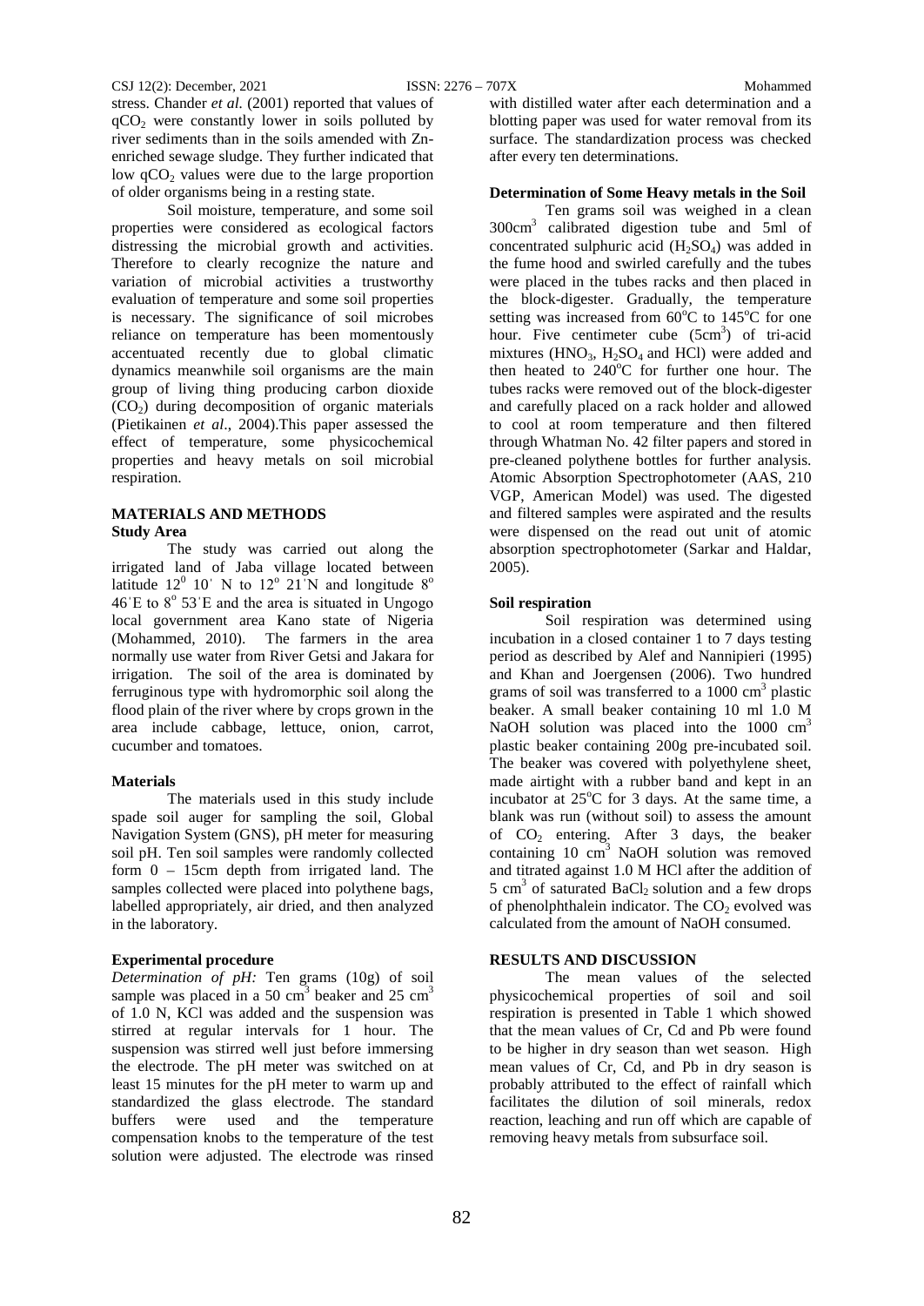stress. Chander *et al.* (2001) reported that values of $qCO_2$ were constantly lower in soils polluted by river sediments than in the soils amended with Zn-enriched sewage sludge. They further indicated that low $qCO_2$ values were due to the large proportion of older organisms being in a resting state.

Soil moisture, temperature, and some soil properties were considered as ecological factors distressing the microbial growth and activities. Therefore to clearly recognize the nature and variation of microbial activities a trustworthy evaluation of temperature and some soil properties is necessary. The significance of soil microbes reliance on temperature has been momentously accentuated recently due to global climatic dynamics meanwhile soil organisms are the main group of living thing producing carbon dioxide ($CO_2$) during decomposition of organic materials (Pietikainen *et al*., 2004).This paper assessed the effect of temperature, some physicochemical properties and heavy metals on soil microbial respiration.

## MATERIALS AND METHODS

### Study Area

The study was carried out along the irrigated land of Jaba village located between latitude $12^0$ 10ˈ N to $12^o$ 21ˈN and longitude $8^o$ 46ˈE to $8^o$ 53ˈE and the area is situated in Ungogo local government area Kano state of Nigeria (Mohammed, 2010). The farmers in the area normally use water from River Getsi and Jakara for irrigation. The soil of the area is dominated by ferruginous type with hydromorphic soil along the flood plain of the river where by crops grown in the area include cabbage, lettuce, onion, carrot, cucumber and tomatoes.

### Materials

The materials used in this study include spade soil auger for sampling the soil, Global Navigation System (GNS), pH meter for measuring soil pH. Ten soil samples were randomly collected form 0 – 15cm depth from irrigated land. The samples collected were placed into polythene bags, labelled appropriately, air dried, and then analyzed in the laboratory.

### Experimental procedure

*Determination of pH:* Ten grams (10g) of soil sample was placed in a 50 $cm^3$ beaker and 25 $cm^3$ of 1.0 N, KCl was added and the suspension was stirred at regular intervals for 1 hour. The suspension was stirred well just before immersing the electrode. The pH meter was switched on at least 15 minutes for the pH meter to warm up and standardized the glass electrode. The standard buffers were used and the temperature compensation knobs to the temperature of the test solution were adjusted. The electrode was rinsed with distilled water after each determination and a blotting paper was used for water removal from its surface. The standardization process was checked after every ten determinations.

### Determination of Some Heavy metals in the Soil

Ten grams soil was weighed in a clean 300$cm^3$ calibrated digestion tube and 5ml of concentrated sulphuric acid ($H_2SO_4$) was added in the fume hood and swirled carefully and the tubes were placed in the tubes racks and then placed in the block-digester. Gradually, the temperature setting was increased from 60°C to 145°C for one hour. Five centimeter cube (5$cm^3$) of tri-acid mixtures ($HNO_3$, $H_2SO_4$ and HCl) were added and then heated to 240°C for further one hour. The tubes racks were removed out of the block-digester and carefully placed on a rack holder and allowed to cool at room temperature and then filtered through Whatman No. 42 filter papers and stored in pre-cleaned polythene bottles for further analysis. Atomic Absorption Spectrophotometer (AAS, 210 VGP, American Model) was used. The digested and filtered samples were aspirated and the results were dispensed on the read out unit of atomic absorption spectrophotometer (Sarkar and Haldar, 2005).

### Soil respiration

Soil respiration was determined using incubation in a closed container 1 to 7 days testing period as described by Alef and Nannipieri (1995) and Khan and Joergensen (2006). Two hundred grams of soil was transferred to a 1000 $cm^3$ plastic beaker. A small beaker containing 10 ml 1.0 M NaOH solution was placed into the 1000 $cm^3$ plastic beaker containing 200g pre-incubated soil. The beaker was covered with polyethylene sheet, made airtight with a rubber band and kept in an incubator at 25°C for 3 days. At the same time, a blank was run (without soil) to assess the amount of $CO_2$ entering. After 3 days, the beaker containing 10 $cm^3$ NaOH solution was removed and titrated against 1.0 M HCl after the addition of 5 $cm^3$ of saturated $BaCl_2$ solution and a few drops of phenolphthalein indicator. The $CO_2$ evolved was calculated from the amount of NaOH consumed.

## RESULTS AND DISCUSSION

The mean values of the selected physicochemical properties of soil and soil respiration is presented in Table 1 which showed that the mean values of Cr, Cd and Pb were found to be higher in dry season than wet season. High mean values of Cr, Cd, and Pb in dry season is probably attributed to the effect of rainfall which facilitates the dilution of soil minerals, redox reaction, leaching and run off which are capable of removing heavy metals from subsurface soil.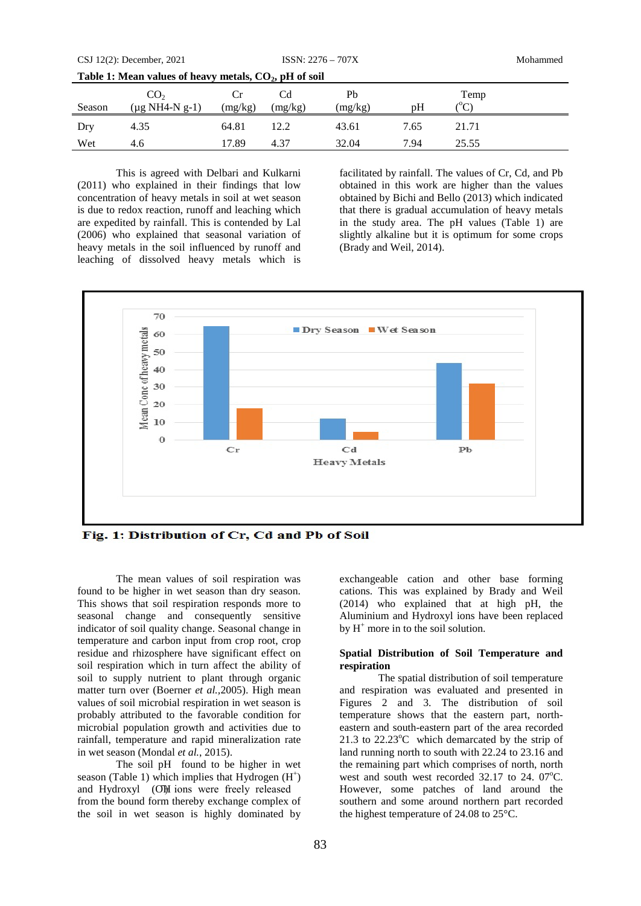**Table 1: Mean values of heavy metals, $CO_2$, pH of soil**

| Season | $CO_2$ (µg NH4-N g-1) | Cr (mg/kg) | Cd (mg/kg) | Pb (mg/kg) | pH | Temp (°C) |
|---|---|---|---|---|---|---|
| Dry | 4.35 | 64.81 | 12.2 | 43.61 | 7.65 | 21.71 |
| Wet | 4.6 | 17.89 | 4.37 | 32.04 | 7.94 | 25.55 |

This is agreed with Delbari and Kulkarni (2011) who explained in their findings that low concentration of heavy metals in soil at wet season is due to redox reaction, runoff and leaching which are expedited by rainfall. This is contended by Lal (2006) who explained that seasonal variation of heavy metals in the soil influenced by runoff and leaching of dissolved heavy metals which is facilitated by rainfall. The values of Cr, Cd, and Pb obtained in this work are higher than the values obtained by Bichi and Bello (2013) which indicated that there is gradual accumulation of heavy metals in the study area. The pH values (Table 1) are slightly alkaline but it is optimum for some crops (Brady and Weil, 2014).

**Fig. 1: Distribution of Cr, Cd and Pb of Soil**

The mean values of soil respiration was found to be higher in wet season than dry season. This shows that soil respiration responds more to seasonal change and consequently sensitive indicator of soil quality change. Seasonal change in temperature and carbon input from crop root, crop residue and rhizosphere have significant effect on soil respiration which in turn affect the ability of soil to supply nutrient to plant through organic matter turn over (Boerner *et al.*,2005). High mean values of soil microbial respiration in wet season is probably attributed to the favorable condition for microbial population growth and activities due to rainfall, temperature and rapid mineralization rate in wet season (Mondal *et al.*, 2015).

The soil pH found to be higher in wet season (Table 1) which implies that Hydrogen ($H^+$) and Hydroxyl ($OH^-$) ions were freely released from the bound form thereby exchange complex of the soil in wet season is highly dominated by exchangeable cation and other base forming cations. This was explained by Brady and Weil (2014) who explained that at high pH, the Aluminium and Hydroxyl ions have been replaced by $H^+$ more in to the soil solution.

**Spatial Distribution of Soil Temperature and respiration**

The spatial distribution of soil temperature and respiration was evaluated and presented in Figures 2 and 3. The distribution of soil temperature shows that the eastern part, north-eastern and south-eastern part of the area recorded 21.3 to 22.23°C which demarcated by the strip of land running north to south with 22.24 to 23.16 and the remaining part which comprises of north, north west and south west recorded 32.17 to 24. 07°C. However, some patches of land around the southern and some around northern part recorded the highest temperature of 24.08 to 25°C.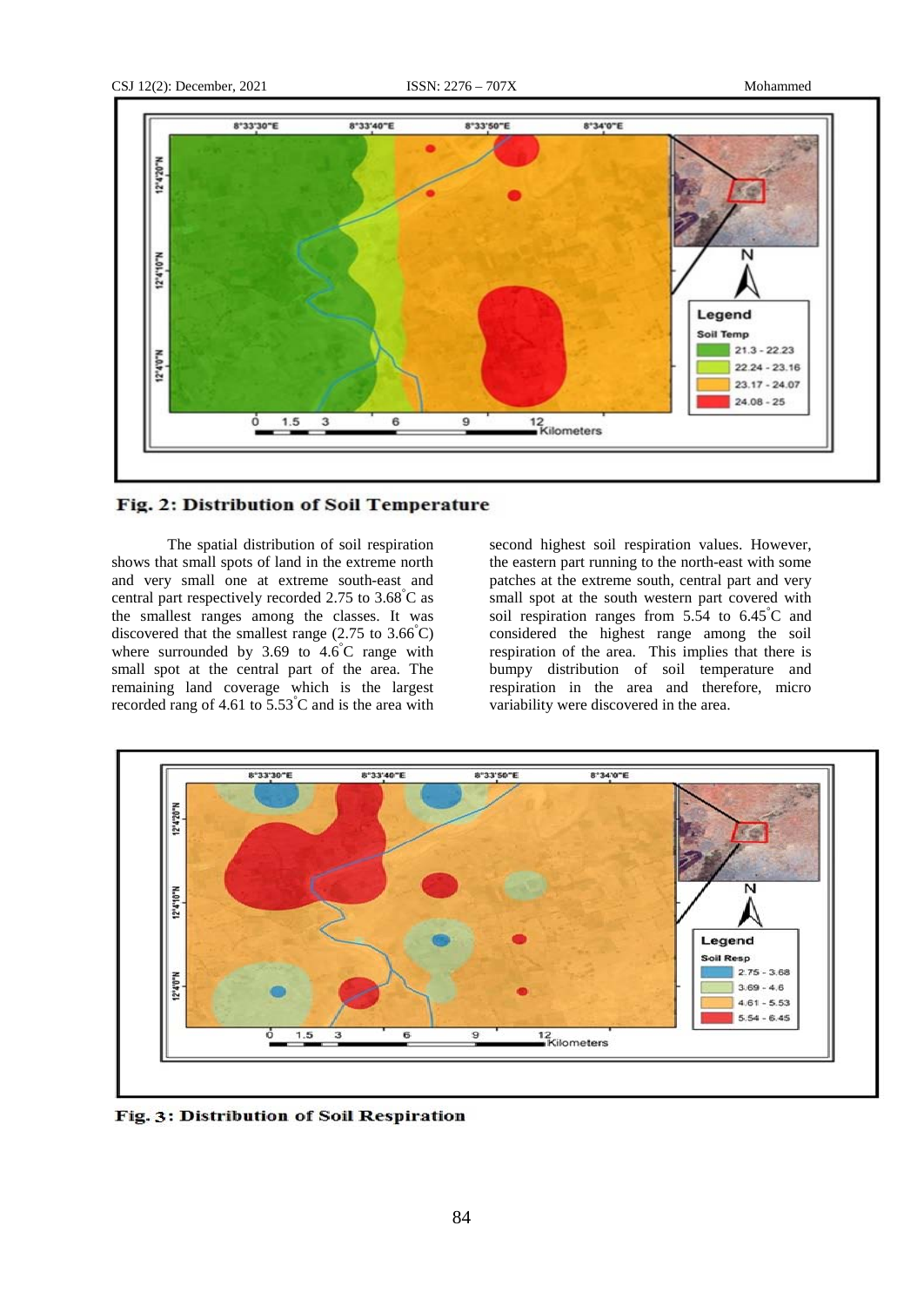**Fig. 2: Distribution of Soil Temperature**

The spatial distribution of soil respiration shows that small spots of land in the extreme north and very small one at extreme south-east and central part respectively recorded 2.75 to 3.68˚C as the smallest ranges among the classes. It was discovered that the smallest range (2.75 to 3.66˚C) where surrounded by 3.69 to 4.6˚C range with small spot at the central part of the area. The remaining land coverage which is the largest recorded rang of 4.61 to 5.53˚C and is the area with second highest soil respiration values. However, the eastern part running to the north-east with some patches at the extreme south, central part and very small spot at the south western part covered with soil respiration ranges from 5.54 to 6.45˚C and considered the highest range among the soil respiration of the area. This implies that there is bumpy distribution of soil temperature and respiration in the area and therefore, micro variability were discovered in the area.

**Fig. 3: Distribution of Soil Respiration**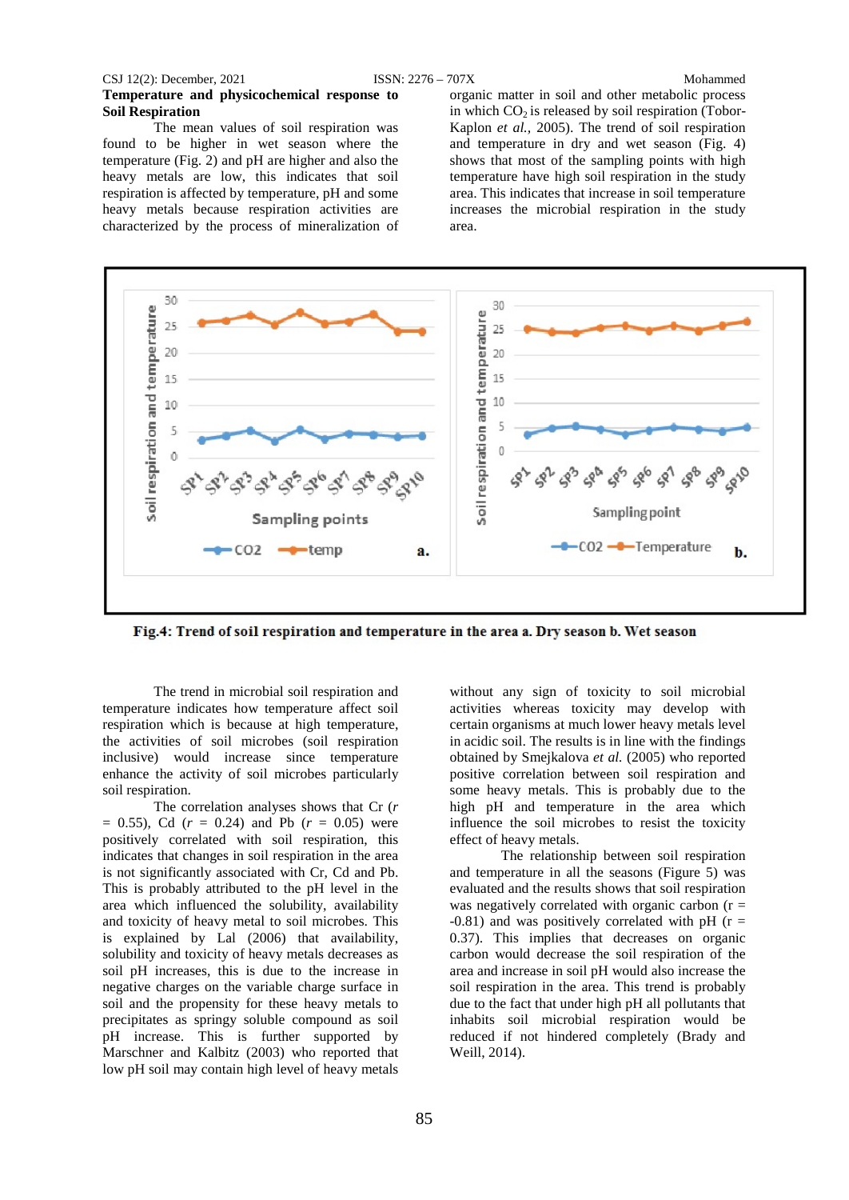**Temperature and physicochemical response to Soil Respiration**

The mean values of soil respiration was found to be higher in wet season where the temperature (Fig. 2) and pH are higher and also the heavy metals are low, this indicates that soil respiration is affected by temperature, pH and some heavy metals because respiration activities are characterized by the process of mineralization of organic matter in soil and other metabolic process in which $CO_2$ is released by soil respiration (Tobor-Kaplon *et al.,* 2005). The trend of soil respiration and temperature in dry and wet season (Fig. 4) shows that most of the sampling points with high temperature have high soil respiration in the study area. This indicates that increase in soil temperature increases the microbial respiration in the study area.

**Fig.4: Trend of soil respiration and temperature in the area a. Dry season b. Wet season**

The trend in microbial soil respiration and temperature indicates how temperature affect soil respiration which is because at high temperature, the activities of soil microbes (soil respiration inclusive) would increase since temperature enhance the activity of soil microbes particularly soil respiration.

The correlation analyses shows that Cr ($r$ = 0.55), Cd ($r$ = 0.24) and Pb ($r$ = 0.05) were positively correlated with soil respiration, this indicates that changes in soil respiration in the area is not significantly associated with Cr, Cd and Pb. This is probably attributed to the pH level in the area which influenced the solubility, availability and toxicity of heavy metal to soil microbes. This is explained by Lal (2006) that availability, solubility and toxicity of heavy metals decreases as soil pH increases, this is due to the increase in negative charges on the variable charge surface in soil and the propensity for these heavy metals to precipitates as springy soluble compound as soil pH increase. This is further supported by Marschner and Kalbitz (2003) who reported that low pH soil may contain high level of heavy metals without any sign of toxicity to soil microbial activities whereas toxicity may develop with certain organisms at much lower heavy metals level in acidic soil. The results is in line with the findings obtained by Smejkalova *et al.* (2005) who reported positive correlation between soil respiration and some heavy metals. This is probably due to the high pH and temperature in the area which influence the soil microbes to resist the toxicity effect of heavy metals.

The relationship between soil respiration and temperature in all the seasons (Figure 5) was evaluated and the results shows that soil respiration was negatively correlated with organic carbon (r = -0.81) and was positively correlated with pH (r = 0.37). This implies that decreases on organic carbon would decrease the soil respiration of the area and increase in soil pH would also increase the soil respiration in the area. This trend is probably due to the fact that under high pH all pollutants that inhabits soil microbial respiration would be reduced if not hindered completely (Brady and Weill, 2014).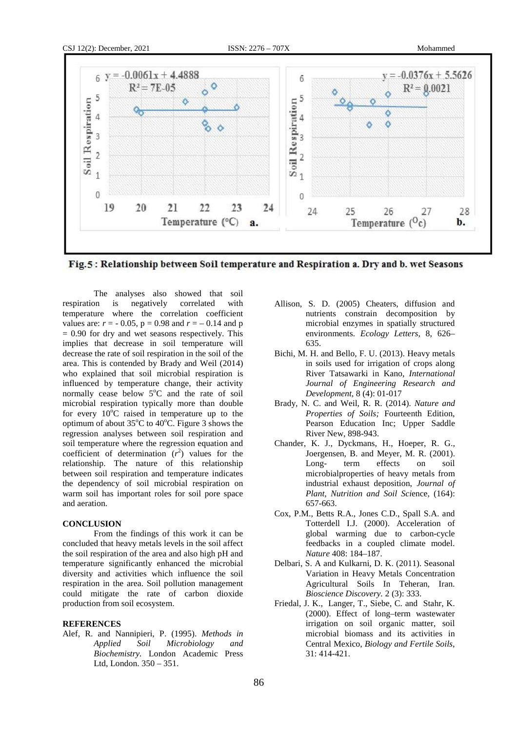Fig.5 : Relationship between Soil temperature and Respiration a. Dry and b. wet Seasons

The analyses also showed that soil respiration is negatively correlated with temperature where the correlation coefficient values are: $r$ = - 0.05, p = 0.98 and $r$ = – 0.14 and p = 0.90 for dry and wet seasons respectively. This implies that decrease in soil temperature will decrease the rate of soil respiration in the soil of the area. This is contended by Brady and Weil (2014) who explained that soil microbial respiration is influenced by temperature change, their activity normally cease below 5°C and the rate of soil microbial respiration typically more than double for every 10°C raised in temperature up to the optimum of about 35°C to 40°C. Figure 3 shows the regression analyses between soil respiration and soil temperature where the regression equation and coefficient of determination ($r^2$) values for the relationship. The nature of this relationship between soil respiration and temperature indicates the dependency of soil microbial respiration on warm soil has important roles for soil pore space and aeration.

## CONCLUSION

From the findings of this work it can be concluded that heavy metals levels in the soil affect the soil respiration of the area and also high pH and temperature significantly enhanced the microbial diversity and activities which influence the soil respiration in the area. Soil pollution management could mitigate the rate of carbon dioxide production from soil ecosystem.

## REFERENCES

Alef, R. and Nannipieri, P. (1995). *Methods in Applied Soil Microbiology and Biochemistry.* London Academic Press Ltd, London. 350 – 351.

Allison, S. D. (2005) Cheaters, diffusion and nutrients constrain decomposition by microbial enzymes in spatially structured environments. *Ecology Letters,* 8, 626–635.

Bichi, M. H. and Bello, F. U. (2013). Heavy metals in soils used for irrigation of crops along River Tatsawarki in Kano, *International Journal of Engineering Research and Development,* 8 (4): 01-017

Brady, N. C. and Weil, R. R. (2014). *Nature and Properties of Soils;* Fourteenth Edition, Pearson Education Inc; Upper Saddle River New, 898-943.

Chander, K. J., Dyckmans, H., Hoeper, R. G., Joergensen, B. and Meyer, M. R. (2001). Long- term effects on soil microbialproperties of heavy metals from industrial exhaust deposition, *Journal of Plant, Nutrition and Soil Sci*ence, (164): 657-663.

Cox, P.M., Betts R.A., Jones C.D., Spall S.A. and Totterdell I.J. (2000). Acceleration of global warming due to carbon-cycle feedbacks in a coupled climate model. *Nature* 408: 184–187.

Delbari, S. A and Kulkarni, D. K. (2011). Seasonal Variation in Heavy Metals Concentration Agricultural Soils In Teheran, Iran. *Bioscience Discovery.* 2 (3): 333.

Friedal, J. K., Langer, T., Siebe, C. and Stahr, K. (2000). Effect of long–term wastewater irrigation on soil organic matter, soil microbial biomass and its activities in Central Mexico, *Biology and Fertile Soils,* 31: 414-421.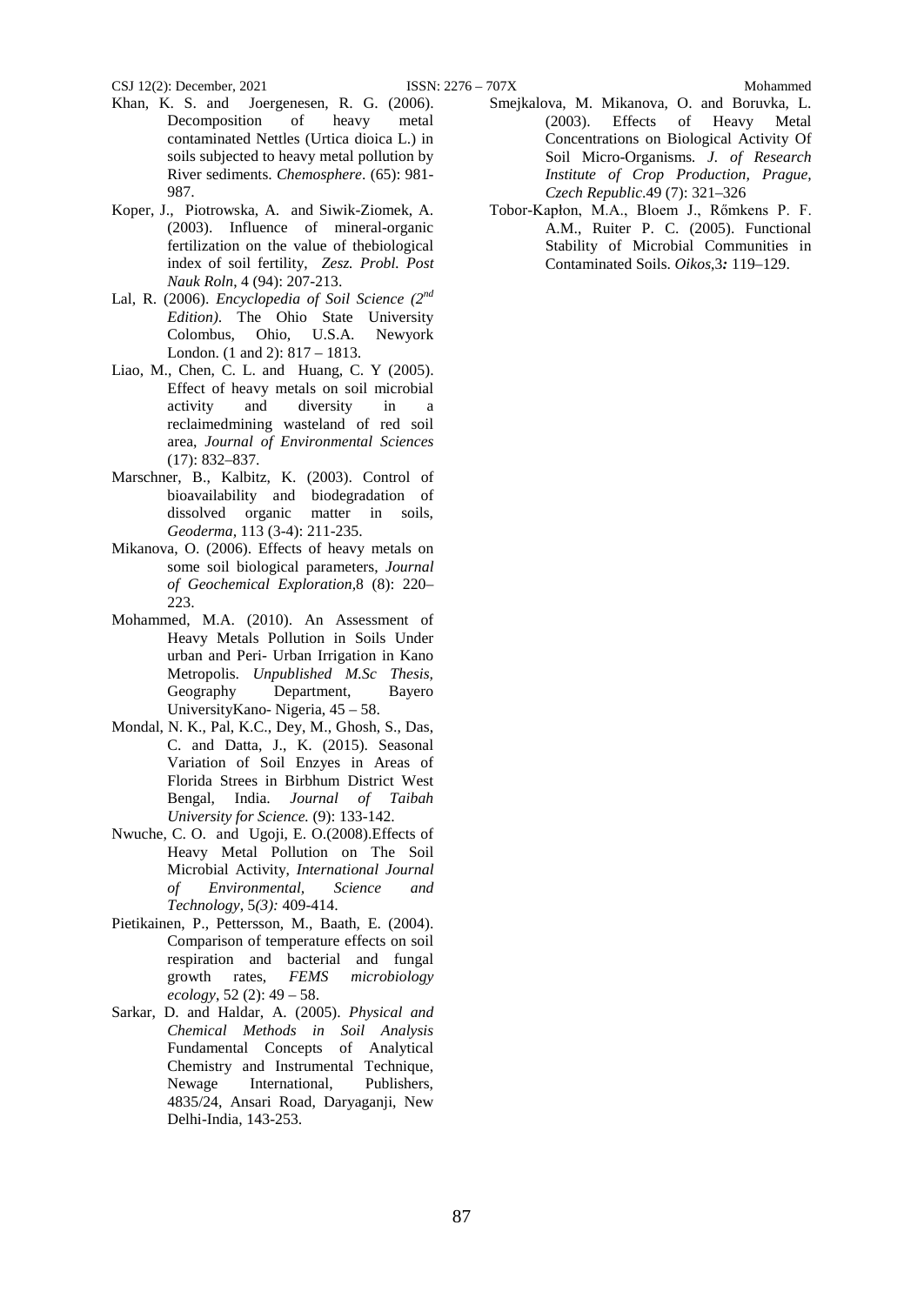Khan, K. S. and Joergenesen, R. G. (2006). Decomposition of heavy metal contaminated Nettles (Urtica dioica L.) in soils subjected to heavy metal pollution by River sediments. *Chemosphere*. (65): 981-987.

Koper, J., Piotrowska, A. and Siwik-Ziomek, A. (2003). Influence of mineral-organic fertilization on the value of thebiological index of soil fertility, *Zesz. Probl. Post Nauk Roln*, 4 (94): 207-213.

Lal, R. (2006). *Encyclopedia of Soil Science (2nd Edition)*. The Ohio State University Colombus, Ohio, U.S.A. Newyork London. (1 and 2): 817 – 1813.

Liao, M., Chen, C. L. and Huang, C. Y (2005). Effect of heavy metals on soil microbial activity and diversity in a reclaimedmining wasteland of red soil area, *Journal of Environmental Sciences* (17): 832–837.

Marschner, B., Kalbitz, K. (2003). Control of bioavailability and biodegradation of dissolved organic matter in soils, *Geoderma*, 113 (3-4): 211-235.

Mikanova, O. (2006). Effects of heavy metals on some soil biological parameters, *Journal of Geochemical Exploration*,8 (8): 220–223.

Mohammed, M.A. (2010). An Assessment of Heavy Metals Pollution in Soils Under urban and Peri- Urban Irrigation in Kano Metropolis. *Unpublished M.Sc Thesis*, Geography Department, Bayero UniversityKano- Nigeria, 45 – 58.

Mondal, N. K., Pal, K.C., Dey, M., Ghosh, S., Das, C. and Datta, J., K. (2015). Seasonal Variation of Soil Enzyes in Areas of Florida Strees in Birbhum District West Bengal, India. *Journal of Taibah University for Science.* (9): 133-142.

Nwuche, C. O. and Ugoji, E. O.(2008).Effects of Heavy Metal Pollution on The Soil Microbial Activity, *International Journal of Environmental, Science and Technology*, 5*(3):* 409-414.

Pietikainen, P., Pettersson, M., Baath, E. (2004). Comparison of temperature effects on soil respiration and bacterial and fungal growth rates, *FEMS microbiology ecology*, 52 (2): 49 – 58.

Sarkar, D. and Haldar, A. (2005). *Physical and Chemical Methods in Soil Analysis* Fundamental Concepts of Analytical Chemistry and Instrumental Technique, Newage International, Publishers, 4835/24, Ansari Road, Daryaganji, New Delhi-India, 143-253.

Smejkalova, M. Mikanova, O. and Boruvka, L. (2003). Effects of Heavy Metal Concentrations on Biological Activity Of Soil Micro-Organisms*. J. of Research Institute of Crop Production, Prague, Czech Republic*.49 (7): 321–326

Tobor-Kapłon, M.A., Bloem J., Rőmkens P. F. A.M., Ruiter P. C. (2005). Functional Stability of Microbial Communities in Contaminated Soils. *Oikos*,3*:* 119–129.